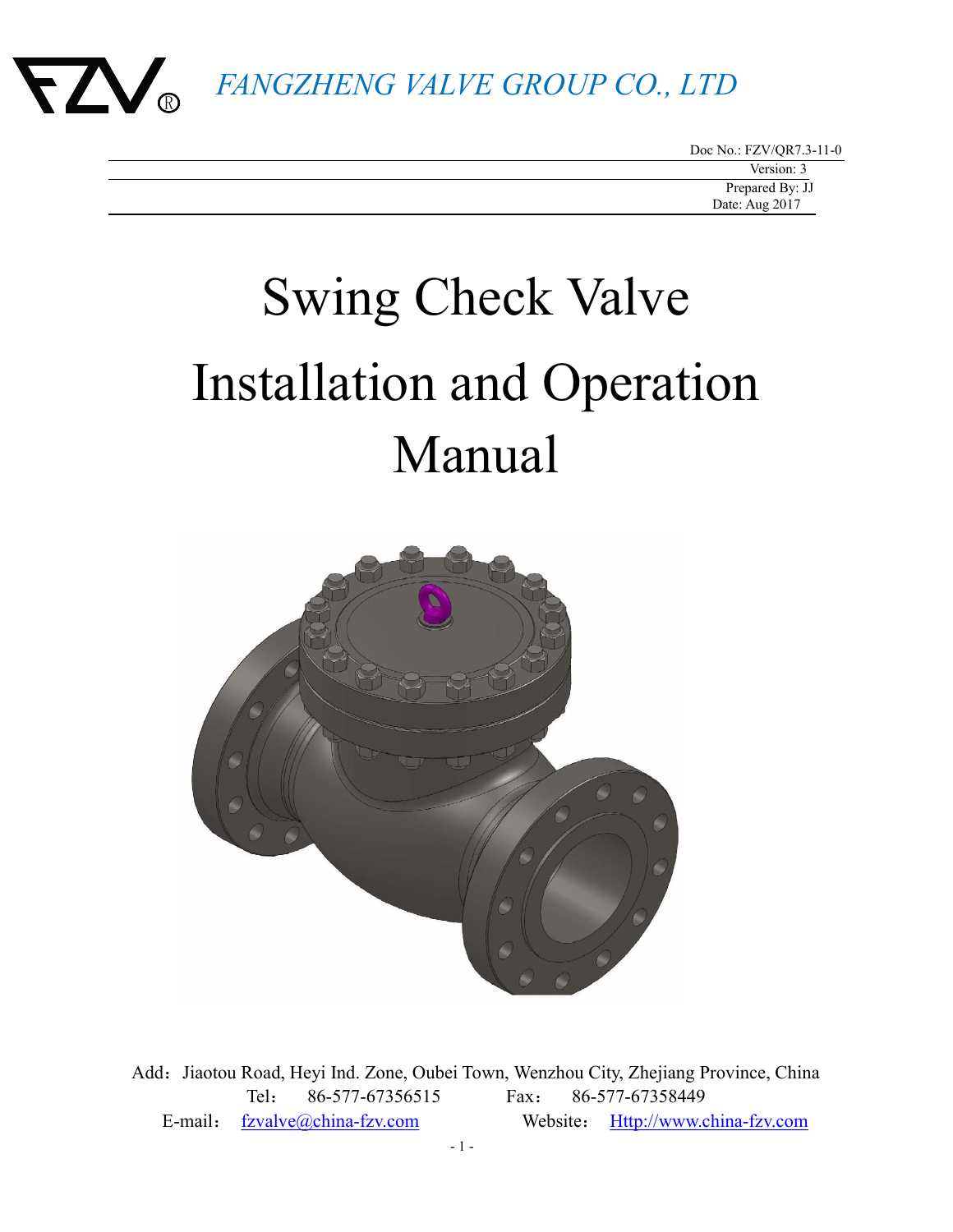FZV®  *FANGZHENG VALVE GROUP CO., LTD*

Doc No.: FZV/QR7.3-11-0
Version: 3
Prepared By: JJ
Date: Aug 2017

# Swing Check Valve Installation and Operation Manual

Add：Jiaotou Road, Heyi Ind. Zone, Oubei Town, Wenzhou City, Zhejiang Province, China
Tel： 86-577-67356515 Fax： 86-577-67358449
E-mail： fzvalve@china-fzv.com Website： Http://www.china-fzv.com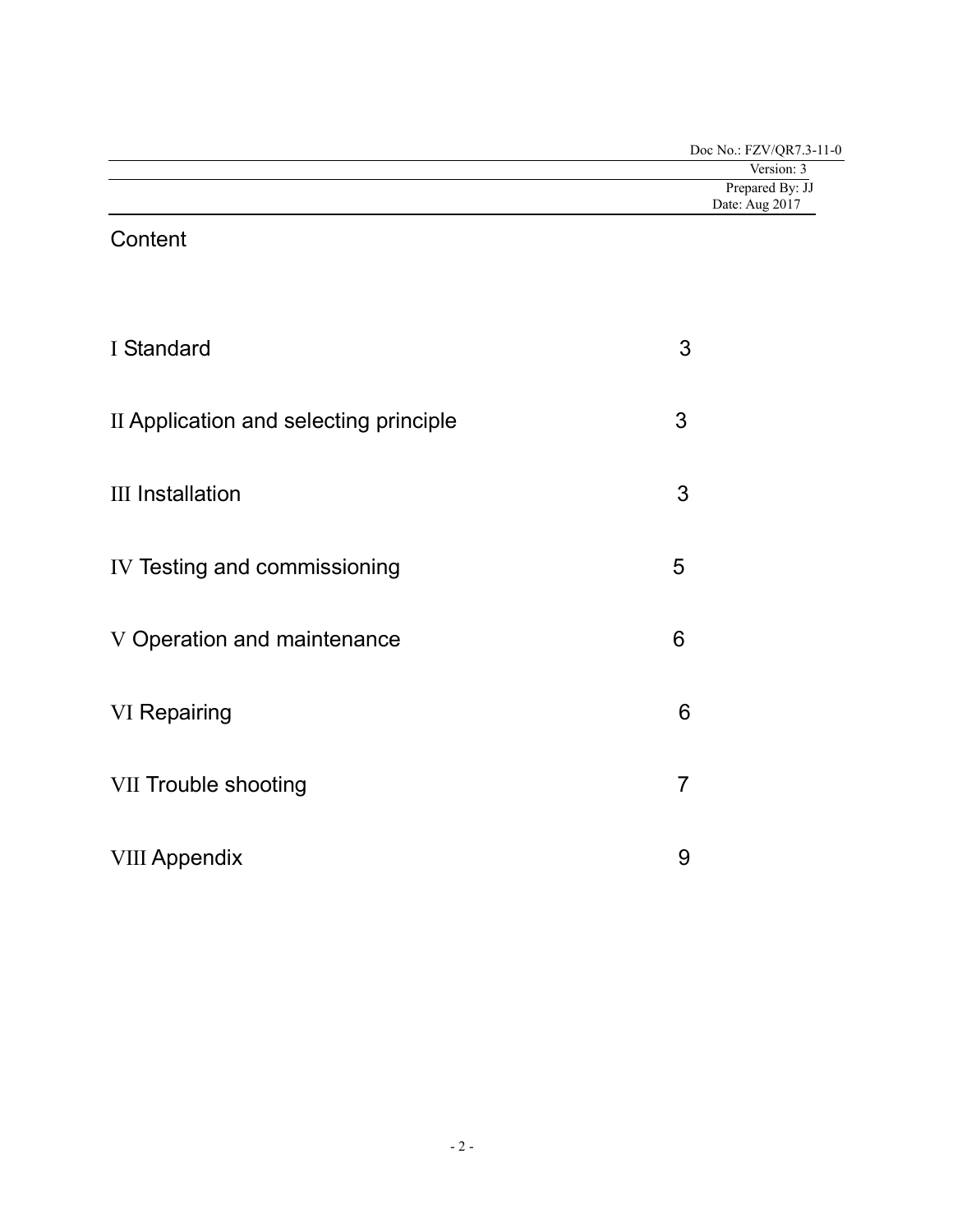Doc No.: FZV/QR7.3-11-0
Version: 3
Prepared By: JJ
Date: Aug 2017

# Content

| | |
|---|---|
| I Standard | 3 |
| II Application and selecting principle | 3 |
| III Installation | 3 |
| IV Testing and commissioning | 5 |
| V Operation and maintenance | 6 |
| VI Repairing | 6 |
| VII Trouble shooting | 7 |
| VIII Appendix | 9 |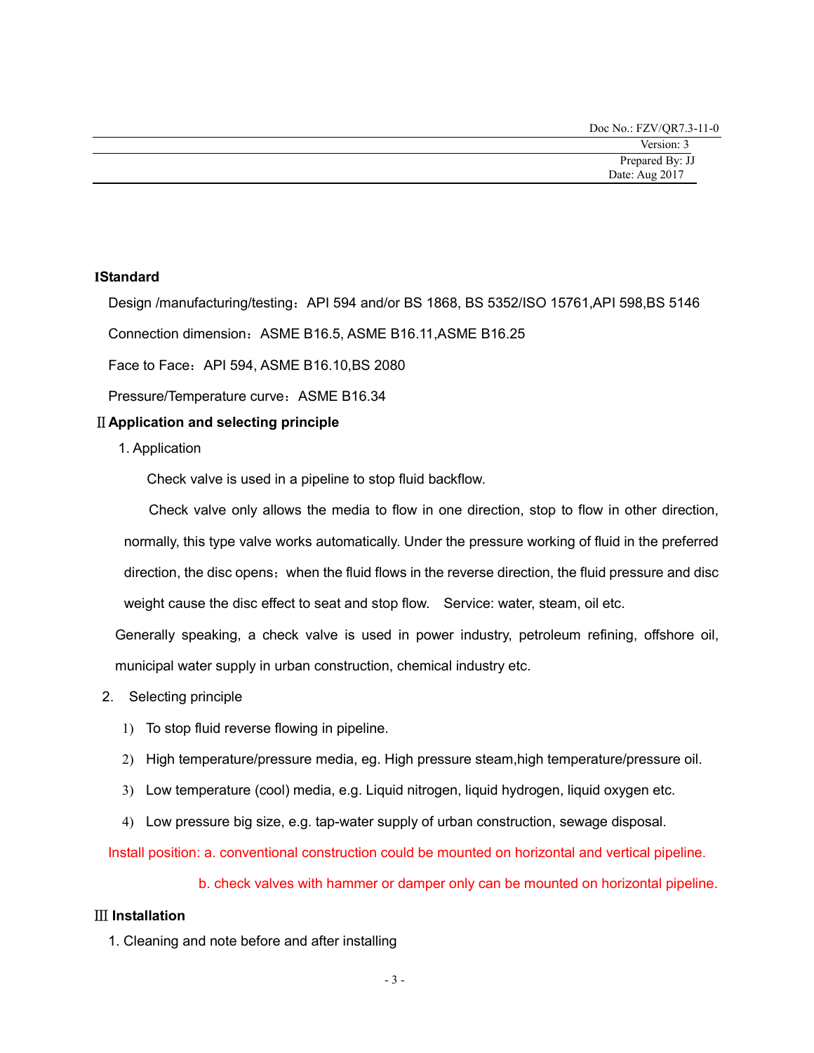## I Standard

Design /manufacturing/testing：API 594 and/or BS 1868, BS 5352/ISO 15761,API 598,BS 5146

Connection dimension：ASME B16.5, ASME B16.11,ASME B16.25

Face to Face：API 594, ASME B16.10,BS 2080

Pressure/Temperature curve：ASME B16.34

## II Application and selecting principle

1. Application

Check valve is used in a pipeline to stop fluid backflow.

Check valve only allows the media to flow in one direction, stop to flow in other direction, normally, this type valve works automatically. Under the pressure working of fluid in the preferred direction, the disc opens；when the fluid flows in the reverse direction, the fluid pressure and disc weight cause the disc effect to seat and stop flow.  Service: water, steam, oil etc.

Generally speaking, a check valve is used in power industry, petroleum refining, offshore oil, municipal water supply in urban construction, chemical industry etc.

2. Selecting principle

1) To stop fluid reverse flowing in pipeline.
2) High temperature/pressure media, eg. High pressure steam,high temperature/pressure oil.
3) Low temperature (cool) media, e.g. Liquid nitrogen, liquid hydrogen, liquid oxygen etc.
4) Low pressure big size, e.g. tap-water supply of urban construction, sewage disposal.

Install position: a. conventional construction could be mounted on horizontal and vertical pipeline.

b. check valves with hammer or damper only can be mounted on horizontal pipeline.

## III Installation

1. Cleaning and note before and after installing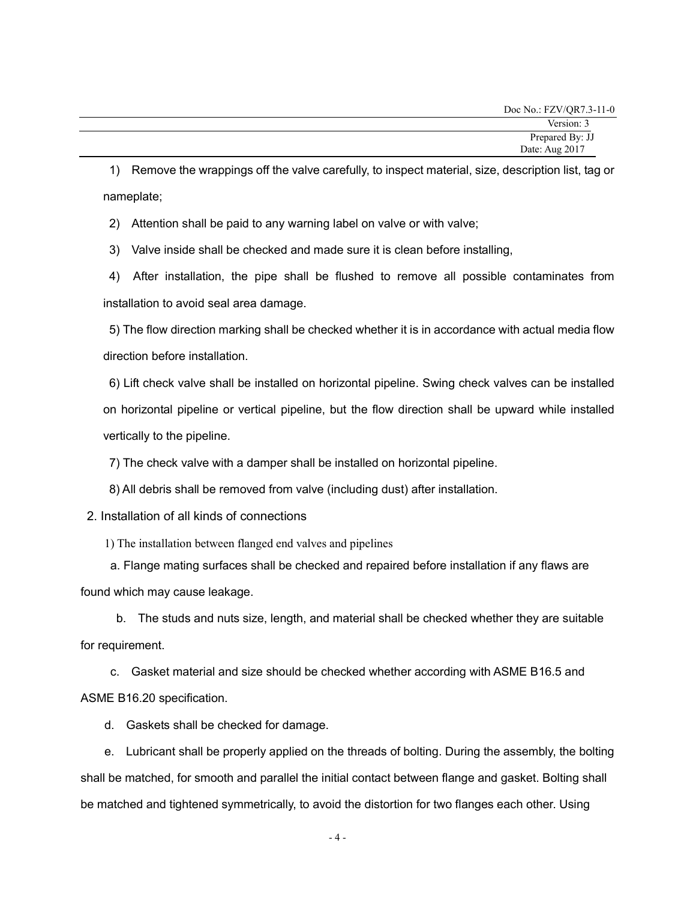1) Remove the wrappings off the valve carefully, to inspect material, size, description list, tag or nameplate;

2) Attention shall be paid to any warning label on valve or with valve;

3) Valve inside shall be checked and made sure it is clean before installing,

4) After installation, the pipe shall be flushed to remove all possible contaminates from installation to avoid seal area damage.

5) The flow direction marking shall be checked whether it is in accordance with actual media flow direction before installation.

6) Lift check valve shall be installed on horizontal pipeline. Swing check valves can be installed on horizontal pipeline or vertical pipeline, but the flow direction shall be upward while installed vertically to the pipeline.

7) The check valve with a damper shall be installed on horizontal pipeline.

8) All debris shall be removed from valve (including dust) after installation.

2. Installation of all kinds of connections

1) The installation between flanged end valves and pipelines

a. Flange mating surfaces shall be checked and repaired before installation if any flaws are found which may cause leakage.

b. The studs and nuts size, length, and material shall be checked whether they are suitable for requirement.

c. Gasket material and size should be checked whether according with ASME B16.5 and ASME B16.20 specification.

d. Gaskets shall be checked for damage.

e. Lubricant shall be properly applied on the threads of bolting. During the assembly, the bolting shall be matched, for smooth and parallel the initial contact between flange and gasket. Bolting shall be matched and tightened symmetrically, to avoid the distortion for two flanges each other. Using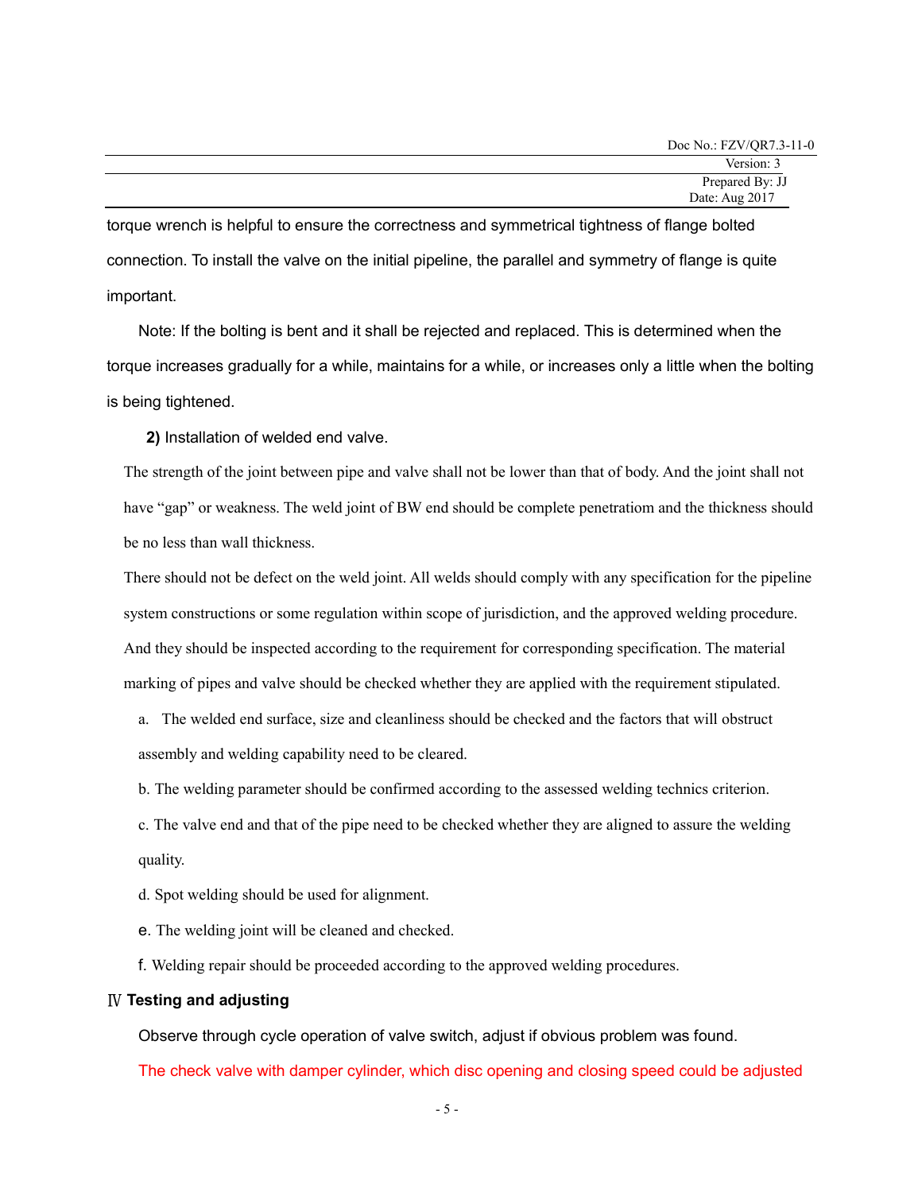torque wrench is helpful to ensure the correctness and symmetrical tightness of flange bolted connection. To install the valve on the initial pipeline, the parallel and symmetry of flange is quite important.

Note: If the bolting is bent and it shall be rejected and replaced. This is determined when the torque increases gradually for a while, maintains for a while, or increases only a little when the bolting is being tightened.

**2)** Installation of welded end valve.

The strength of the joint between pipe and valve shall not be lower than that of body. And the joint shall not have "gap" or weakness. The weld joint of BW end should be complete penetratiom and the thickness should be no less than wall thickness.

There should not be defect on the weld joint. All welds should comply with any specification for the pipeline system constructions or some regulation within scope of jurisdiction, and the approved welding procedure. And they should be inspected according to the requirement for corresponding specification. The material marking of pipes and valve should be checked whether they are applied with the requirement stipulated.

a. The welded end surface, size and cleanliness should be checked and the factors that will obstruct assembly and welding capability need to be cleared.

b. The welding parameter should be confirmed according to the assessed welding technics criterion.

c. The valve end and that of the pipe need to be checked whether they are aligned to assure the welding quality.

d. Spot welding should be used for alignment.

e. The welding joint will be cleaned and checked.

f. Welding repair should be proceeded according to the approved welding procedures.

## Ⅳ Testing and adjusting

Observe through cycle operation of valve switch, adjust if obvious problem was found.

The check valve with damper cylinder, which disc opening and closing speed could be adjusted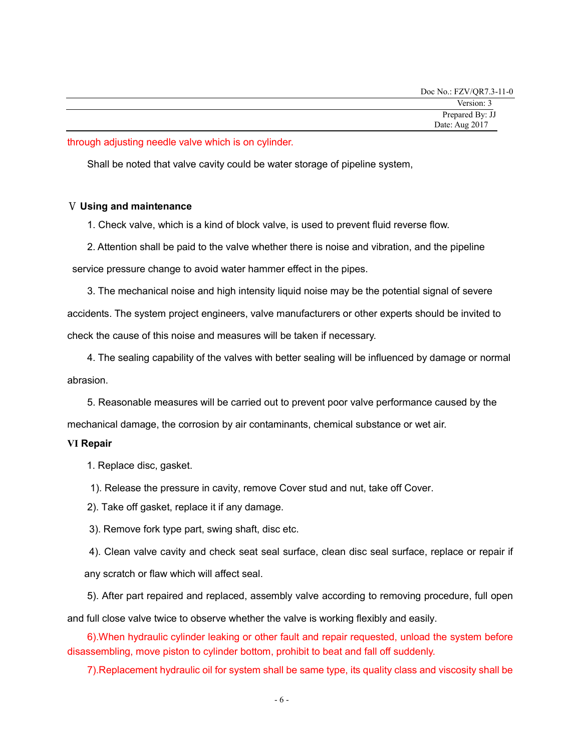through adjusting needle valve which is on cylinder.

Shall be noted that valve cavity could be water storage of pipeline system,

## Ⅴ Using and maintenance

1. Check valve, which is a kind of block valve, is used to prevent fluid reverse flow.

2. Attention shall be paid to the valve whether there is noise and vibration, and the pipeline service pressure change to avoid water hammer effect in the pipes.

3. The mechanical noise and high intensity liquid noise may be the potential signal of severe accidents. The system project engineers, valve manufacturers or other experts should be invited to check the cause of this noise and measures will be taken if necessary.

4. The sealing capability of the valves with better sealing will be influenced by damage or normal abrasion.

5. Reasonable measures will be carried out to prevent poor valve performance caused by the mechanical damage, the corrosion by air contaminants, chemical substance or wet air.

## VI Repair

1. Replace disc, gasket.

1). Release the pressure in cavity, remove Cover stud and nut, take off Cover.

2). Take off gasket, replace it if any damage.

3). Remove fork type part, swing shaft, disc etc.

4). Clean valve cavity and check seat seal surface, clean disc seal surface, replace or repair if any scratch or flaw which will affect seal.

5). After part repaired and replaced, assembly valve according to removing procedure, full open and full close valve twice to observe whether the valve is working flexibly and easily.

6).When hydraulic cylinder leaking or other fault and repair requested, unload the system before disassembling, move piston to cylinder bottom, prohibit to beat and fall off suddenly.

7).Replacement hydraulic oil for system shall be same type, its quality class and viscosity shall be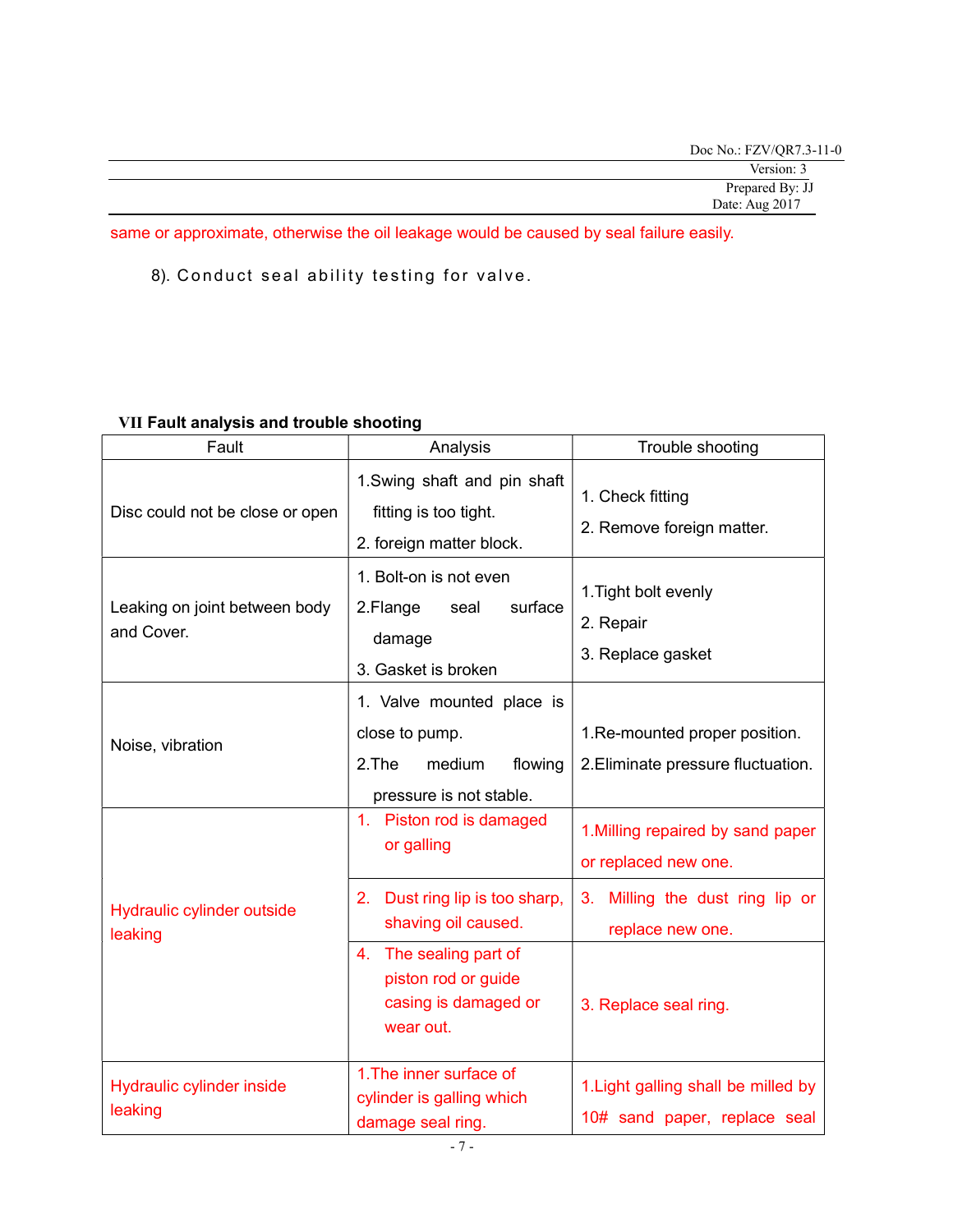same or approximate, otherwise the oil leakage would be caused by seal failure easily.

8). Conduct seal ability testing for valve.

**VII Fault analysis and trouble shooting**

| Fault | Analysis | Trouble shooting |
|---|---|---|
| Disc could not be close or open | 1.Swing shaft and pin shaft fitting is too tight.<br>2. foreign matter block. | 1. Check fitting<br>2. Remove foreign matter. |
| Leaking on joint between body and Cover. | 1. Bolt-on is not even<br>2.Flange seal surface damage<br>3. Gasket is broken | 1.Tight bolt evenly<br>2. Repair<br>3. Replace gasket |
| Noise, vibration | 1. Valve mounted place is close to pump.<br>2.The medium flowing pressure is not stable. | 1.Re-mounted proper position.<br>2.Eliminate pressure fluctuation. |
| Hydraulic cylinder outside leaking | 1. Piston rod is damaged or galling | 1.Milling repaired by sand paper or replaced new one. |
| | 2. Dust ring lip is too sharp, shaving oil caused. | 3. Milling the dust ring lip or replace new one. |
| | 4. The sealing part of piston rod or guide casing is damaged or wear out. | 3. Replace seal ring. |
| Hydraulic cylinder inside leaking | 1.The inner surface of cylinder is galling which damage seal ring. | 1.Light galling shall be milled by 10# sand paper, replace seal |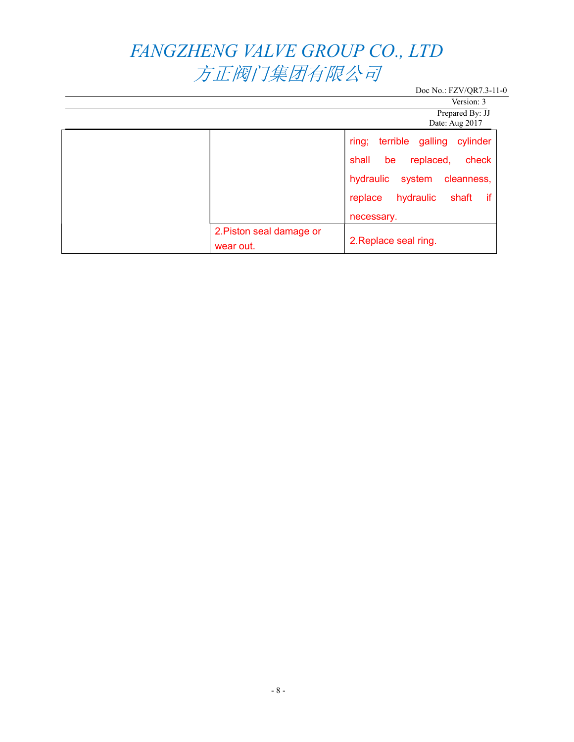| | | |
|---|---|---|
| | | ring; terrible galling cylinder shall be replaced, check hydraulic system cleanness, replace hydraulic shaft if necessary. |
| | 2.Piston seal damage or wear out. | 2.Replace seal ring. |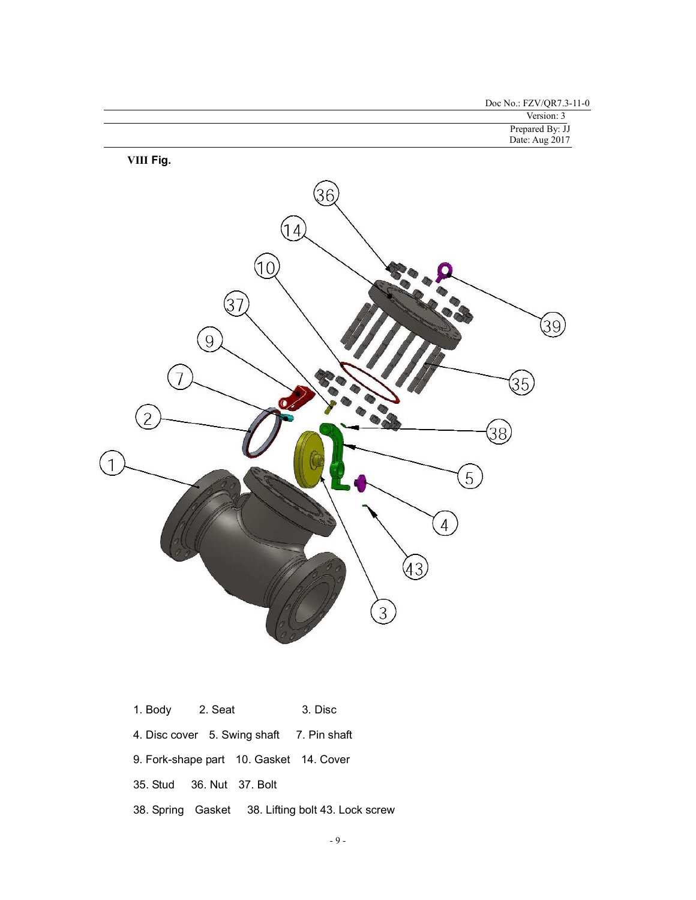**VIII Fig.**

1. Body 2. Seat 3. Disc

4. Disc cover 5. Swing shaft 7. Pin shaft

9. Fork-shape part 10. Gasket 14. Cover

35. Stud 36. Nut 37. Bolt

38. Spring Gasket 38. Lifting bolt 43. Lock screw